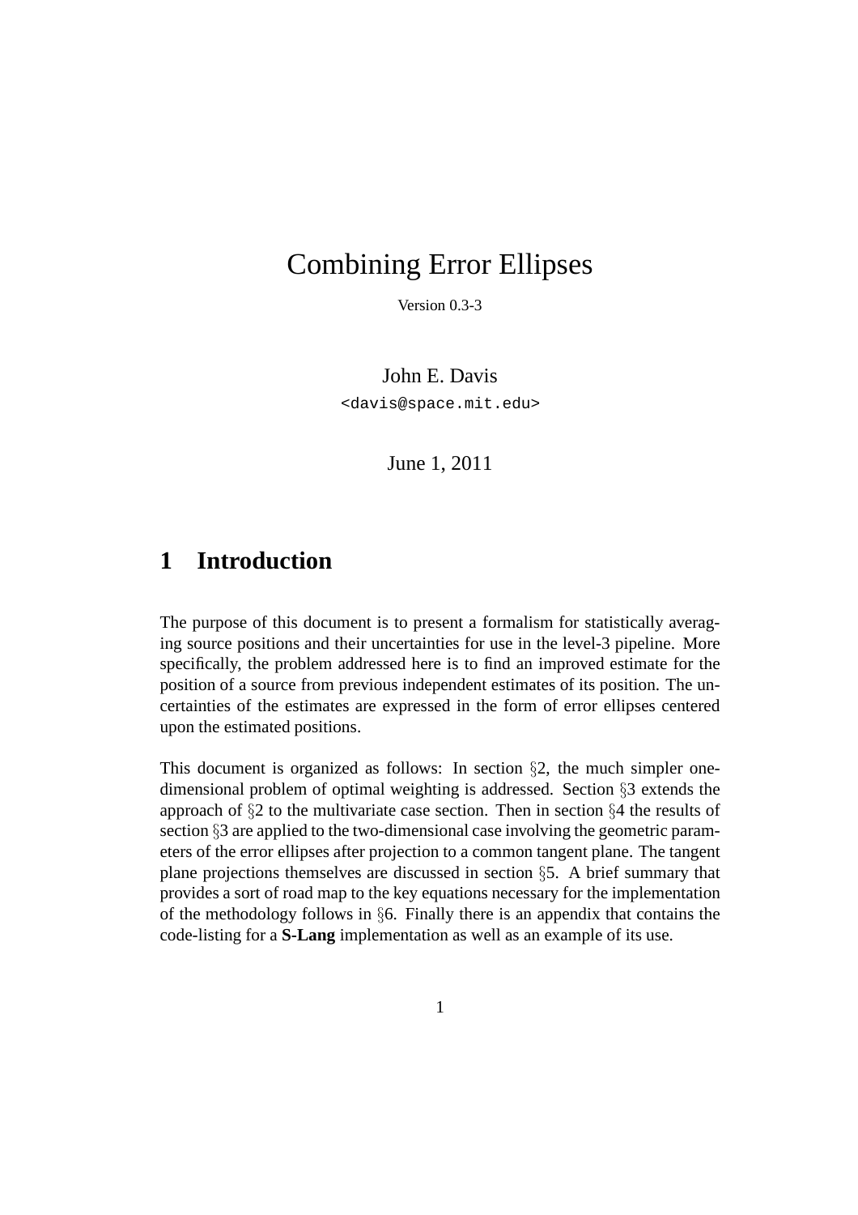# Combining Error Ellipses

Version 0.3-3

John E. Davis

<davis@space.mit.edu>

June 1, 2011

## 1 Introduction

The purpose of this document is to present a formalism for statistically averaging source positions and their uncertainties for use in the level-3 pipeline. More specifically, the problem addressed here is to find an improved estimate for the position of a source from previous independent estimates of its position. The uncertainties of the estimates are expressed in the form of error ellipses centered upon the estimated positions.

This document is organized as follows: In section §2, the much simpler one-dimensional problem of optimal weighting is addressed. Section §3 extends the approach of §2 to the multivariate case section. Then in section §4 the results of section §3 are applied to the two-dimensional case involving the geometric parameters of the error ellipses after projection to a common tangent plane. The tangent plane projections themselves are discussed in section §5. A brief summary that provides a sort of road map to the key equations necessary for the implementation of the methodology follows in §6. Finally there is an appendix that contains the code-listing for a **S-Lang** implementation as well as an example of its use.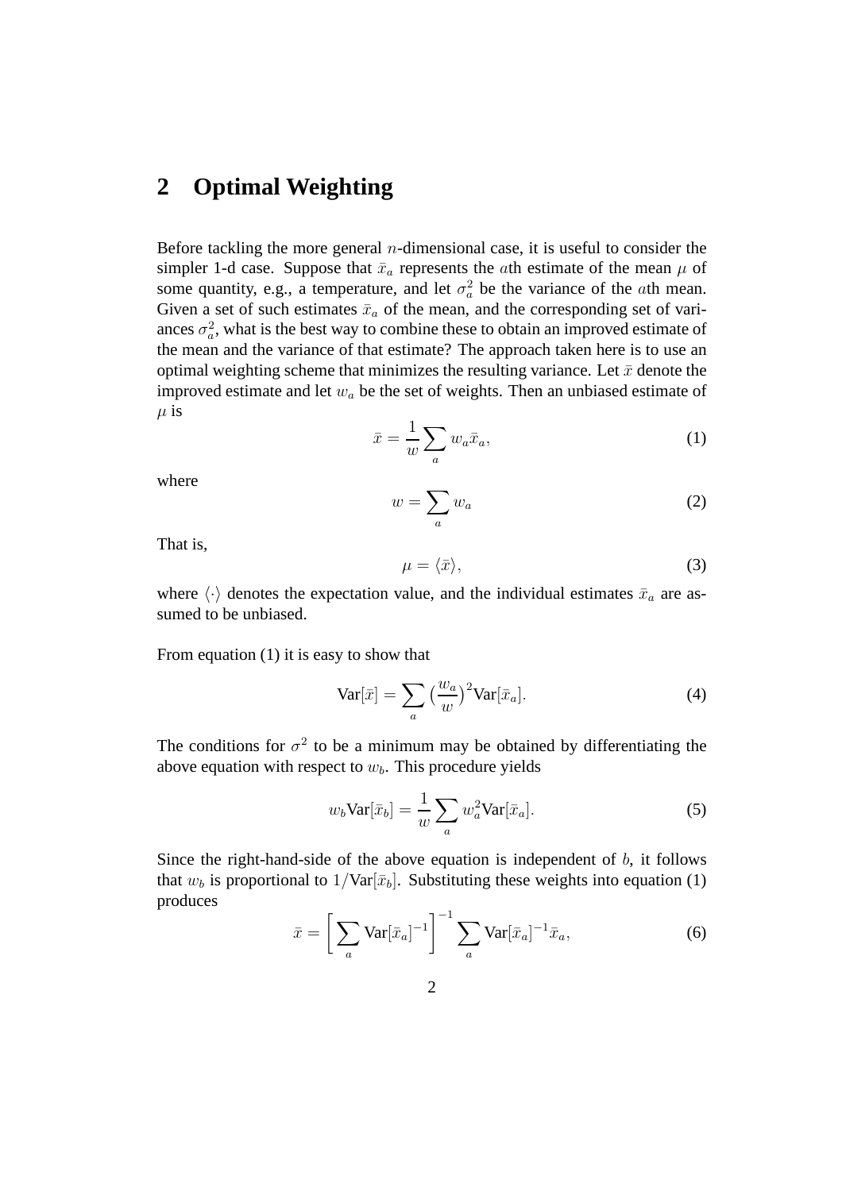## 2 Optimal Weighting

Before tackling the more general $n$-dimensional case, it is useful to consider the simpler 1-d case. Suppose that $\bar{x}_a$ represents the $a$th estimate of the mean $\mu$ of some quantity, e.g., a temperature, and let $\sigma_a^2$ be the variance of the $a$th mean. Given a set of such estimates $\bar{x}_a$ of the mean, and the corresponding set of variances $\sigma_a^2$, what is the best way to combine these to obtain an improved estimate of the mean and the variance of that estimate? The approach taken here is to use an optimal weighting scheme that minimizes the resulting variance. Let $\bar{x}$ denote the improved estimate and let $w_a$ be the set of weights. Then an unbiased estimate of $\mu$ is

$$\bar{x} = \frac{1}{w} \sum_a w_a \bar{x}_a, \tag{1}$$

where

$$w = \sum_a w_a \tag{2}$$

That is,

$$\mu = \langle \bar{x} \rangle, \tag{3}$$

where $\langle \cdot \rangle$ denotes the expectation value, and the individual estimates $\bar{x}_a$ are assumed to be unbiased.

From equation (1) it is easy to show that

$$\text{Var}[\bar{x}] = \sum_a \big(\frac{w_a}{w}\big)^2 \text{Var}[\bar{x}_a]. \tag{4}$$

The conditions for $\sigma^2$ to be a minimum may be obtained by differentiating the above equation with respect to $w_b$. This procedure yields

$$w_b \text{Var}[\bar{x}_b] = \frac{1}{w} \sum_a w_a^2 \text{Var}[\bar{x}_a]. \tag{5}$$

Since the right-hand-side of the above equation is independent of $b$, it follows that $w_b$ is proportional to $1/\text{Var}[\bar{x}_b]$. Substituting these weights into equation (1) produces

$$\bar{x} = \bigg[ \sum_a \text{Var}[\bar{x}_a]^{-1} \bigg]^{-1} \sum_a \text{Var}[\bar{x}_a]^{-1} \bar{x}_a, \tag{6}$$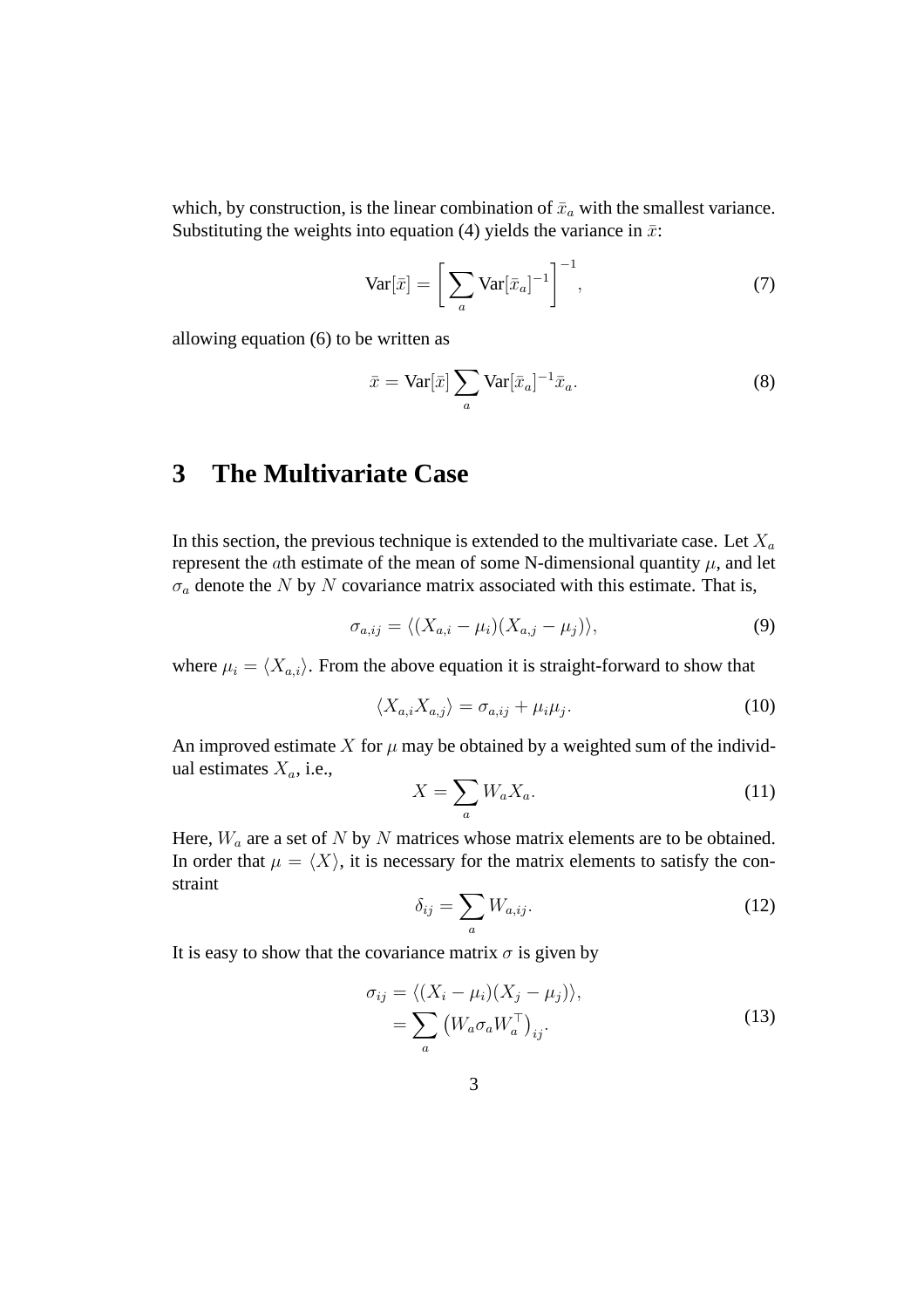which, by construction, is the linear combination of $\bar{x}_a$ with the smallest variance. Substituting the weights into equation (4) yields the variance in $\bar{x}$:

$$\text{Var}[\bar{x}] = \left[ \sum_a \text{Var}[\bar{x}_a]^{-1} \right]^{-1}, \tag{7}$$

allowing equation (6) to be written as

$$\bar{x} = \text{Var}[\bar{x}] \sum_a \text{Var}[\bar{x}_a]^{-1} \bar{x}_a. \tag{8}$$

# 3 The Multivariate Case

In this section, the previous technique is extended to the multivariate case. Let $X_a$ represent the $a$th estimate of the mean of some N-dimensional quantity $\mu$, and let $\sigma_a$ denote the $N$ by $N$ covariance matrix associated with this estimate. That is,

$$\sigma_{a,ij} = \langle (X_{a,i} - \mu_i)(X_{a,j} - \mu_j) \rangle, \tag{9}$$

where $\mu_i = \langle X_{a,i} \rangle$. From the above equation it is straight-forward to show that

$$\langle X_{a,i} X_{a,j} \rangle = \sigma_{a,ij} + \mu_i \mu_j. \tag{10}$$

An improved estimate $X$ for $\mu$ may be obtained by a weighted sum of the individual estimates $X_a$, i.e.,

$$X = \sum_a W_a X_a. \tag{11}$$

Here, $W_a$ are a set of $N$ by $N$ matrices whose matrix elements are to be obtained. In order that $\mu = \langle X \rangle$, it is necessary for the matrix elements to satisfy the constraint

$$\delta_{ij} = \sum_a W_{a,ij}. \tag{12}$$

It is easy to show that the covariance matrix $\sigma$ is given by

$$\begin{aligned} \sigma_{ij} &= \langle (X_i - \mu_i)(X_j - \mu_j) \rangle, \\ &= \sum_a \left( W_a \sigma_a W_a^\top \right)_{ij}. \end{aligned} \tag{13}$$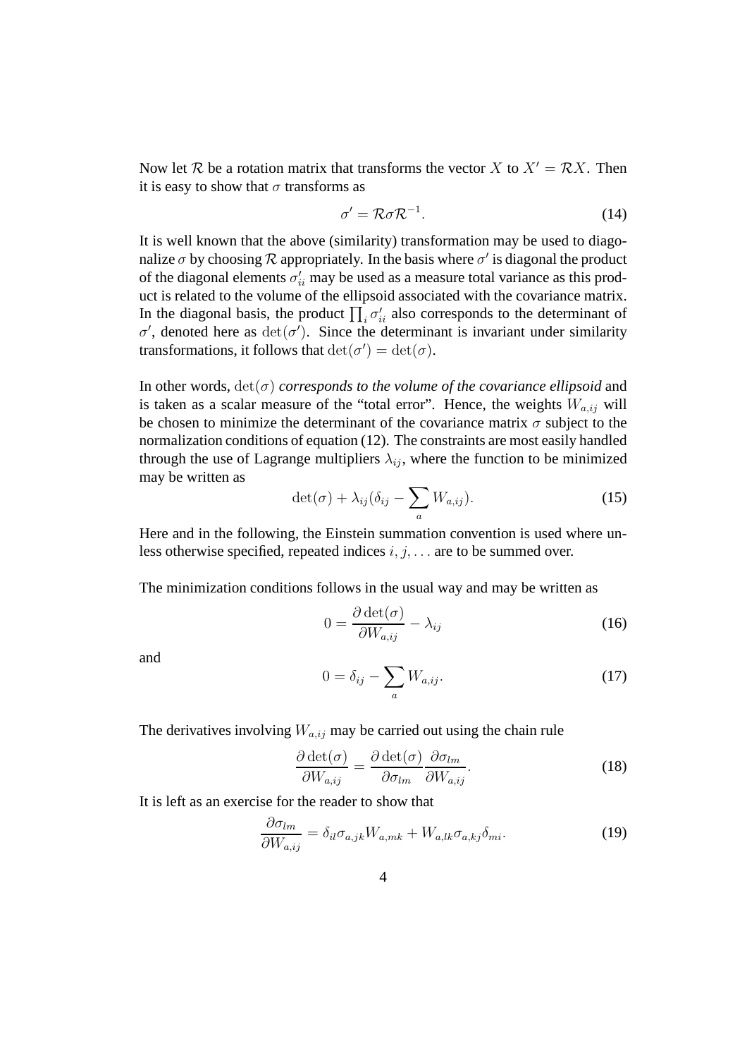Now let $\mathcal{R}$ be a rotation matrix that transforms the vector $X$ to $X' = \mathcal{R}X$. Then it is easy to show that $\sigma$ transforms as

$$\sigma' = \mathcal{R}\sigma\mathcal{R}^{-1}. \tag{14}$$

It is well known that the above (similarity) transformation may be used to diagonalize $\sigma$ by choosing $\mathcal{R}$ appropriately. In the basis where $\sigma'$ is diagonal the product of the diagonal elements $\sigma'_{ii}$ may be used as a measure total variance as this product is related to the volume of the ellipsoid associated with the covariance matrix. In the diagonal basis, the product $\prod_i \sigma'_{ii}$ also corresponds to the determinant of $\sigma'$, denoted here as $\det(\sigma')$. Since the determinant is invariant under similarity transformations, it follows that $\det(\sigma') = \det(\sigma)$.

In other words, $\det(\sigma)$ *corresponds to the volume of the covariance ellipsoid* and is taken as a scalar measure of the "total error". Hence, the weights $W_{a,ij}$ will be chosen to minimize the determinant of the covariance matrix $\sigma$ subject to the normalization conditions of equation (12). The constraints are most easily handled through the use of Lagrange multipliers $\lambda_{ij}$, where the function to be minimized may be written as

$$\det(\sigma) + \lambda_{ij}(\delta_{ij} - \sum_a W_{a,ij}). \tag{15}$$

Here and in the following, the Einstein summation convention is used where unless otherwise specified, repeated indices $i, j, \ldots$ are to be summed over.

The minimization conditions follows in the usual way and may be written as

$$0 = \frac{\partial \det(\sigma)}{\partial W_{a,ij}} - \lambda_{ij} \tag{16}$$

and

$$0 = \delta_{ij} - \sum_a W_{a,ij}. \tag{17}$$

The derivatives involving $W_{a,ij}$ may be carried out using the chain rule

$$\frac{\partial \det(\sigma)}{\partial W_{a,ij}} = \frac{\partial \det(\sigma)}{\partial \sigma_{lm}} \frac{\partial \sigma_{lm}}{\partial W_{a,ij}}. \tag{18}$$

It is left as an exercise for the reader to show that

$$\frac{\partial \sigma_{lm}}{\partial W_{a,ij}} = \delta_{il}\sigma_{a,jk}W_{a,mk} + W_{a,lk}\sigma_{a,kj}\delta_{mi}. \tag{19}$$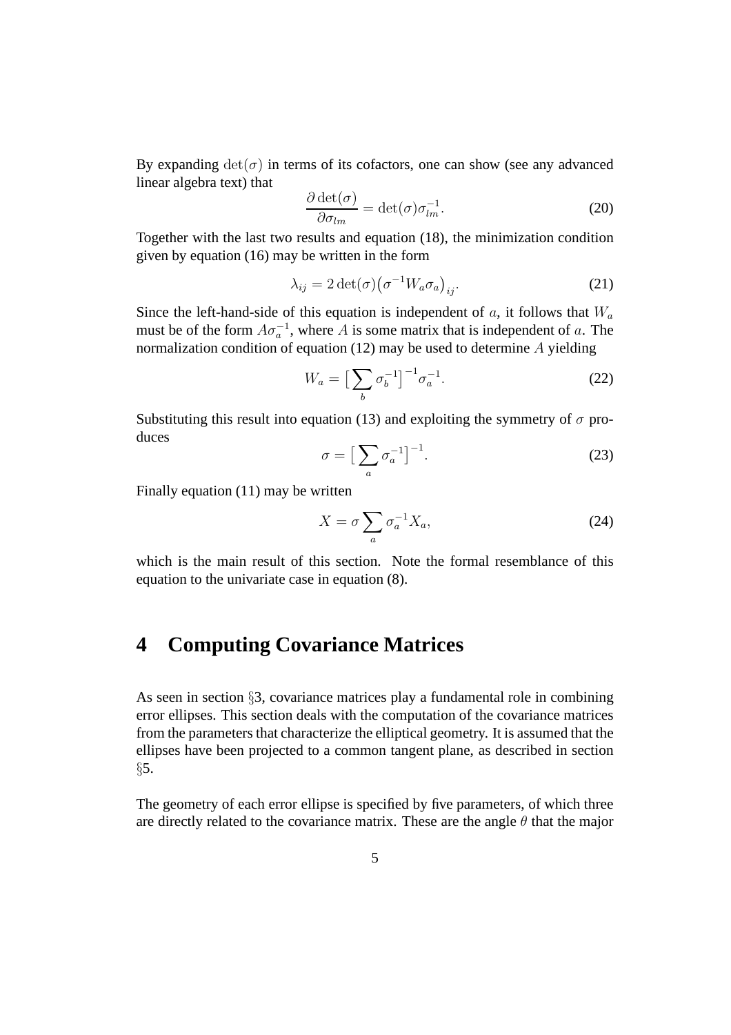By expanding $\det(\sigma)$ in terms of its cofactors, one can show (see any advanced linear algebra text) that

$$\frac{\partial \det(\sigma)}{\partial \sigma_{lm}} = \det(\sigma)\sigma^{-1}_{lm}. \tag{20}$$

Together with the last two results and equation (18), the minimization condition given by equation (16) may be written in the form

$$\lambda_{ij} = 2\det(\sigma)\big(\sigma^{-1} W_a \sigma_a\big)_{ij}. \tag{21}$$

Since the left-hand-side of this equation is independent of $a$, it follows that $W_a$ must be of the form $A\sigma_a^{-1}$, where $A$ is some matrix that is independent of $a$. The normalization condition of equation (12) may be used to determine $A$ yielding

$$W_a = \big[\sum_b \sigma_b^{-1}\big]^{-1}\sigma_a^{-1}. \tag{22}$$

Substituting this result into equation (13) and exploiting the symmetry of $\sigma$ produces

$$\sigma = \big[\sum_a \sigma_a^{-1}\big]^{-1}. \tag{23}$$

Finally equation (11) may be written

$$X = \sigma \sum_a \sigma_a^{-1} X_a, \tag{24}$$

which is the main result of this section. Note the formal resemblance of this equation to the univariate case in equation (8).

# 4 Computing Covariance Matrices

As seen in section §3, covariance matrices play a fundamental role in combining error ellipses. This section deals with the computation of the covariance matrices from the parameters that characterize the elliptical geometry. It is assumed that the ellipses have been projected to a common tangent plane, as described in section §5.

The geometry of each error ellipse is specified by five parameters, of which three are directly related to the covariance matrix. These are the angle $\theta$ that the major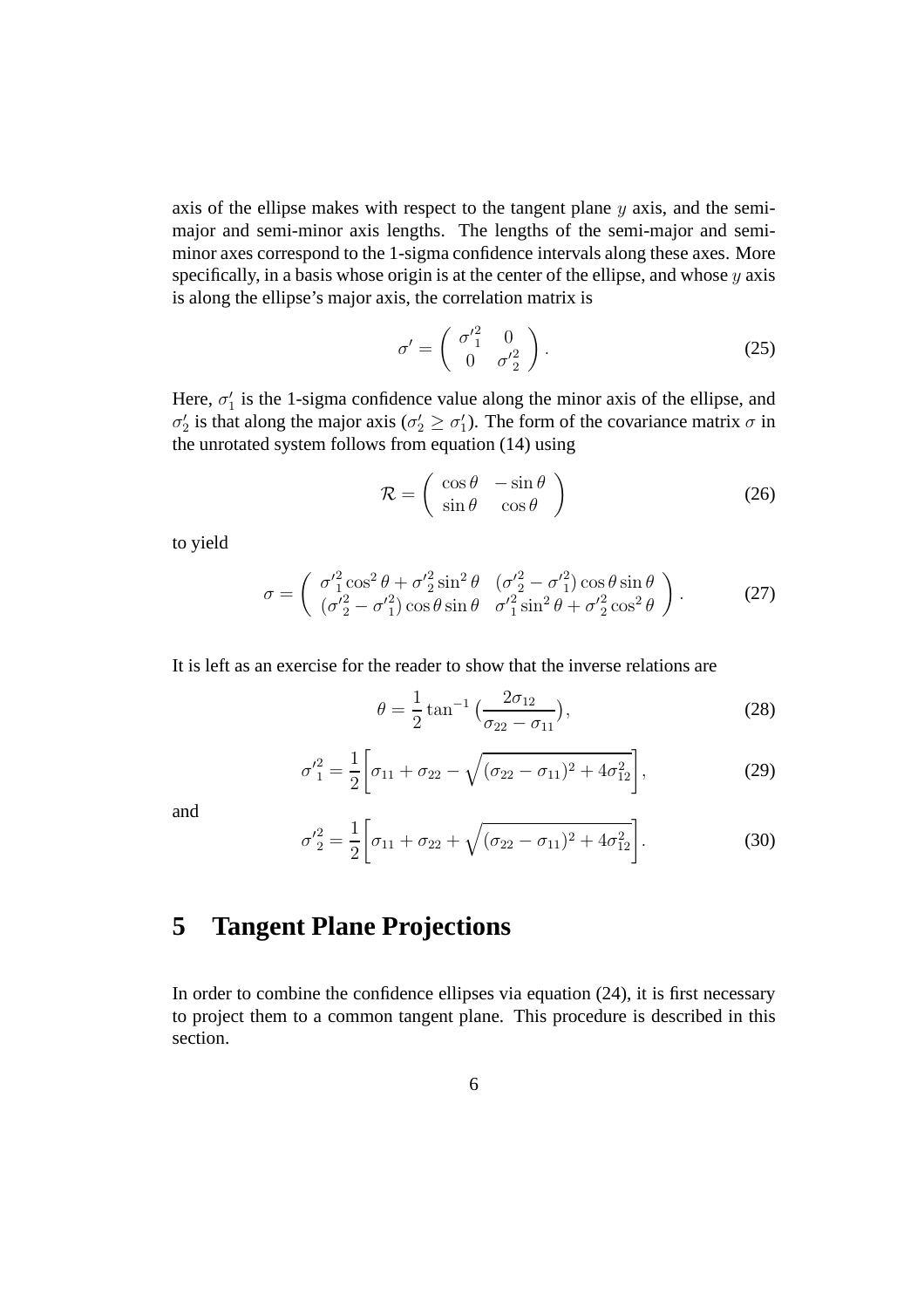axis of the ellipse makes with respect to the tangent plane $y$ axis, and the semi-major and semi-minor axis lengths. The lengths of the semi-major and semi-minor axes correspond to the 1-sigma confidence intervals along these axes. More specifically, in a basis whose origin is at the center of the ellipse, and whose $y$ axis is along the ellipse's major axis, the correlation matrix is

$$\sigma' = \begin{pmatrix} {\sigma'}_1^2 & 0 \\ 0 & {\sigma'}_2^2 \end{pmatrix}. \tag{25}$$

Here, $\sigma'_1$ is the 1-sigma confidence value along the minor axis of the ellipse, and $\sigma'_2$ is that along the major axis ($\sigma'_2 \geq \sigma'_1$). The form of the covariance matrix $\sigma$ in the unrotated system follows from equation (14) using

$$\mathcal{R} = \begin{pmatrix} \cos\theta & -\sin\theta \\ \sin\theta & \cos\theta \end{pmatrix} \tag{26}$$

to yield

$$\sigma = \begin{pmatrix} {\sigma'}_1^2 \cos^2\theta + {\sigma'}_2^2 \sin^2\theta & ({\sigma'}_2^2 - {\sigma'}_1^2)\cos\theta\sin\theta \\ ({\sigma'}_2^2 - {\sigma'}_1^2)\cos\theta\sin\theta & {\sigma'}_1^2 \sin^2\theta + {\sigma'}_2^2 \cos^2\theta \end{pmatrix}. \tag{27}$$

It is left as an exercise for the reader to show that the inverse relations are

$$\theta = \frac{1}{2}\tan^{-1}\left(\frac{2\sigma_{12}}{\sigma_{22} - \sigma_{11}}\right), \tag{28}$$

$${\sigma'}_1^2 = \frac{1}{2}\left[\sigma_{11} + \sigma_{22} - \sqrt{(\sigma_{22} - \sigma_{11})^2 + 4\sigma_{12}^2}\right], \tag{29}$$

and

$${\sigma'}_2^2 = \frac{1}{2}\left[\sigma_{11} + \sigma_{22} + \sqrt{(\sigma_{22} - \sigma_{11})^2 + 4\sigma_{12}^2}\right]. \tag{30}$$

# 5 Tangent Plane Projections

In order to combine the confidence ellipses via equation (24), it is first necessary to project them to a common tangent plane. This procedure is described in this section.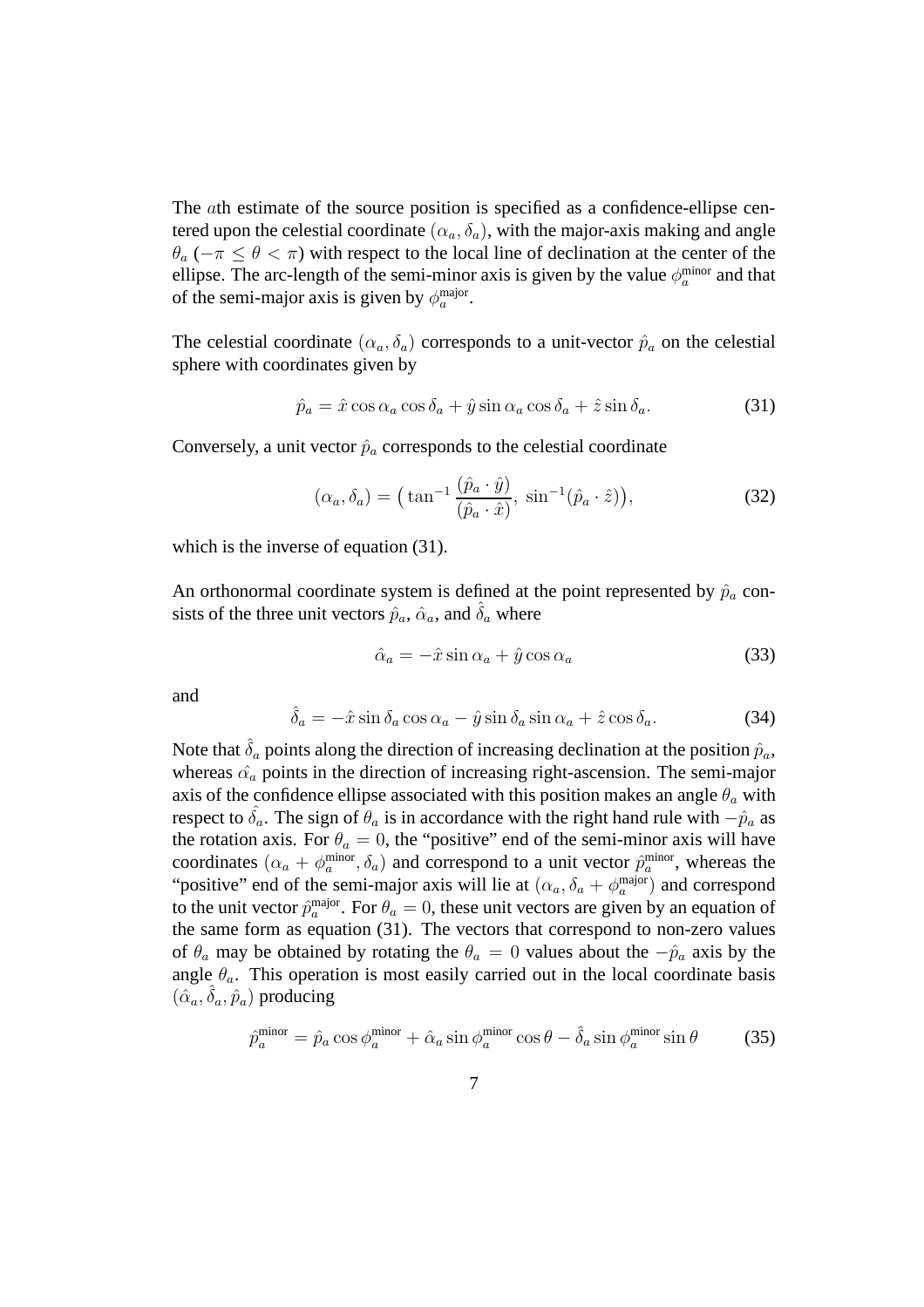The $a$th estimate of the source position is specified as a confidence-ellipse centered upon the celestial coordinate $(\alpha_a, \delta_a)$, with the major-axis making and angle $\theta_a$ ($-\pi \leq \theta < \pi$) with respect to the local line of declination at the center of the ellipse. The arc-length of the semi-minor axis is given by the value $\phi_a^{\text{minor}}$ and that of the semi-major axis is given by $\phi_a^{\text{major}}$.

The celestial coordinate $(\alpha_a, \delta_a)$ corresponds to a unit-vector $\hat{p}_a$ on the celestial sphere with coordinates given by

$$\hat{p}_a = \hat{x}\cos\alpha_a\cos\delta_a + \hat{y}\sin\alpha_a\cos\delta_a + \hat{z}\sin\delta_a. \tag{31}$$

Conversely, a unit vector $\hat{p}_a$ corresponds to the celestial coordinate

$$(\alpha_a, \delta_a) = \left(\tan^{-1}\frac{(\hat{p}_a \cdot \hat{y})}{(\hat{p}_a \cdot \hat{x})},\ \sin^{-1}(\hat{p}_a \cdot \hat{z})\right), \tag{32}$$

which is the inverse of equation (31).

An orthonormal coordinate system is defined at the point represented by $\hat{p}_a$ consists of the three unit vectors $\hat{p}_a$, $\hat{\alpha}_a$, and $\hat{\delta}_a$ where

$$\hat{\alpha}_a = -\hat{x}\sin\alpha_a + \hat{y}\cos\alpha_a \tag{33}$$

and

$$\hat{\delta}_a = -\hat{x}\sin\delta_a\cos\alpha_a - \hat{y}\sin\delta_a\sin\alpha_a + \hat{z}\cos\delta_a. \tag{34}$$

Note that $\hat{\delta}_a$ points along the direction of increasing declination at the position $\hat{p}_a$, whereas $\hat{\alpha_a}$ points in the direction of increasing right-ascension. The semi-major axis of the confidence ellipse associated with this position makes an angle $\theta_a$ with respect to $\hat{\delta_a}$. The sign of $\theta_a$ is in accordance with the right hand rule with $-\hat{p}_a$ as the rotation axis. For $\theta_a = 0$, the "positive" end of the semi-minor axis will have coordinates $(\alpha_a + \phi_a^{\text{minor}}, \delta_a)$ and correspond to a unit vector $\hat{p}_a^{\text{minor}}$, whereas the "positive" end of the semi-major axis will lie at $(\alpha_a, \delta_a + \phi_a^{\text{major}})$ and correspond to the unit vector $\hat{p}_a^{\text{major}}$. For $\theta_a = 0$, these unit vectors are given by an equation of the same form as equation (31). The vectors that correspond to non-zero values of $\theta_a$ may be obtained by rotating the $\theta_a = 0$ values about the $-\hat{p}_a$ axis by the angle $\theta_a$. This operation is most easily carried out in the local coordinate basis $(\hat{\alpha}_a, \hat{\delta}_a, \hat{p}_a)$ producing

$$\hat{p}_a^{\text{minor}} = \hat{p}_a\cos\phi_a^{\text{minor}} + \hat{\alpha}_a\sin\phi_a^{\text{minor}}\cos\theta - \hat{\delta}_a\sin\phi_a^{\text{minor}}\sin\theta \tag{35}$$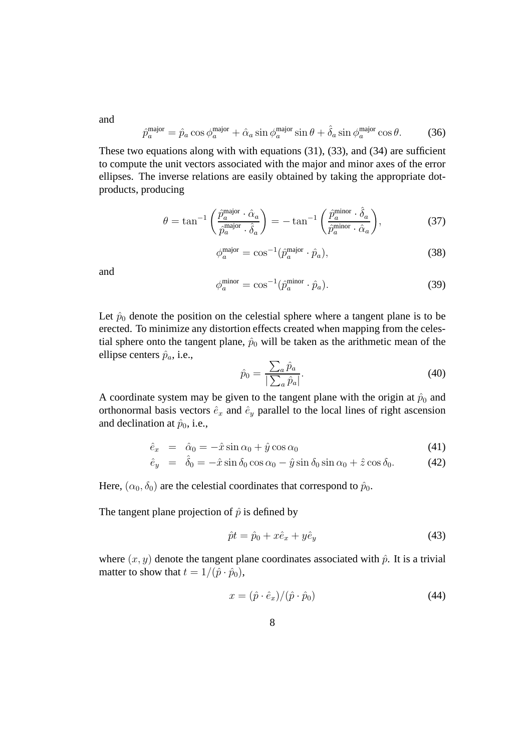and

$$\hat{p}_a^{\text{major}} = \hat{p}_a \cos\phi_a^{\text{major}} + \hat{\alpha}_a \sin\phi_a^{\text{major}} \sin\theta + \hat{\delta}_a \sin\phi_a^{\text{major}} \cos\theta. \tag{36}$$

These two equations along with with equations (31), (33), and (34) are sufficient to compute the unit vectors associated with the major and minor axes of the error ellipses. The inverse relations are easily obtained by taking the appropriate dot-products, producing

$$\theta = \tan^{-1}\left(\frac{\hat{p}_a^{\text{major}} \cdot \hat{\alpha}_a}{\hat{p}_a^{\text{major}} \cdot \hat{\delta}_a}\right) = -\tan^{-1}\left(\frac{\hat{p}_a^{\text{minor}} \cdot \hat{\delta}_a}{\hat{p}_a^{\text{minor}} \cdot \hat{\alpha}_a}\right), \tag{37}$$

$$\phi_a^{\text{major}} = \cos^{-1}(\hat{p}_a^{\text{major}} \cdot \hat{p}_a), \tag{38}$$

and

$$\phi_a^{\text{minor}} = \cos^{-1}(\hat{p}_a^{\text{minor}} \cdot \hat{p}_a). \tag{39}$$

Let $\hat{p}_0$ denote the position on the celestial sphere where a tangent plane is to be erected. To minimize any distortion effects created when mapping from the celestial sphere onto the tangent plane, $\hat{p}_0$ will be taken as the arithmetic mean of the ellipse centers $\hat{p}_a$, i.e.,

$$\hat{p}_0 = \frac{\sum_a \hat{p}_a}{|\sum_a \hat{p}_a|}. \tag{40}$$

A coordinate system may be given to the tangent plane with the origin at $\hat{p}_0$ and orthonormal basis vectors $\hat{e}_x$ and $\hat{e}_y$ parallel to the local lines of right ascension and declination at $\hat{p}_0$, i.e.,

$$\hat{e}_x = \hat{\alpha}_0 = -\hat{x}\sin\alpha_0 + \hat{y}\cos\alpha_0 \tag{41}$$

$$\hat{e}_y = \hat{\delta}_0 = -\hat{x}\sin\delta_0\cos\alpha_0 - \hat{y}\sin\delta_0\sin\alpha_0 + \hat{z}\cos\delta_0. \tag{42}$$

Here, $(\alpha_0, \delta_0)$ are the celestial coordinates that correspond to $\hat{p}_0$.

The tangent plane projection of $\hat{p}$ is defined by

$$\hat{p}t = \hat{p}_0 + x\hat{e}_x + y\hat{e}_y \tag{43}$$

where $(x, y)$ denote the tangent plane coordinates associated with $\hat{p}$. It is a trivial matter to show that $t = 1/(\hat{p} \cdot \hat{p}_0)$,

$$x = (\hat{p} \cdot \hat{e}_x)/(\hat{p} \cdot \hat{p}_0) \tag{44}$$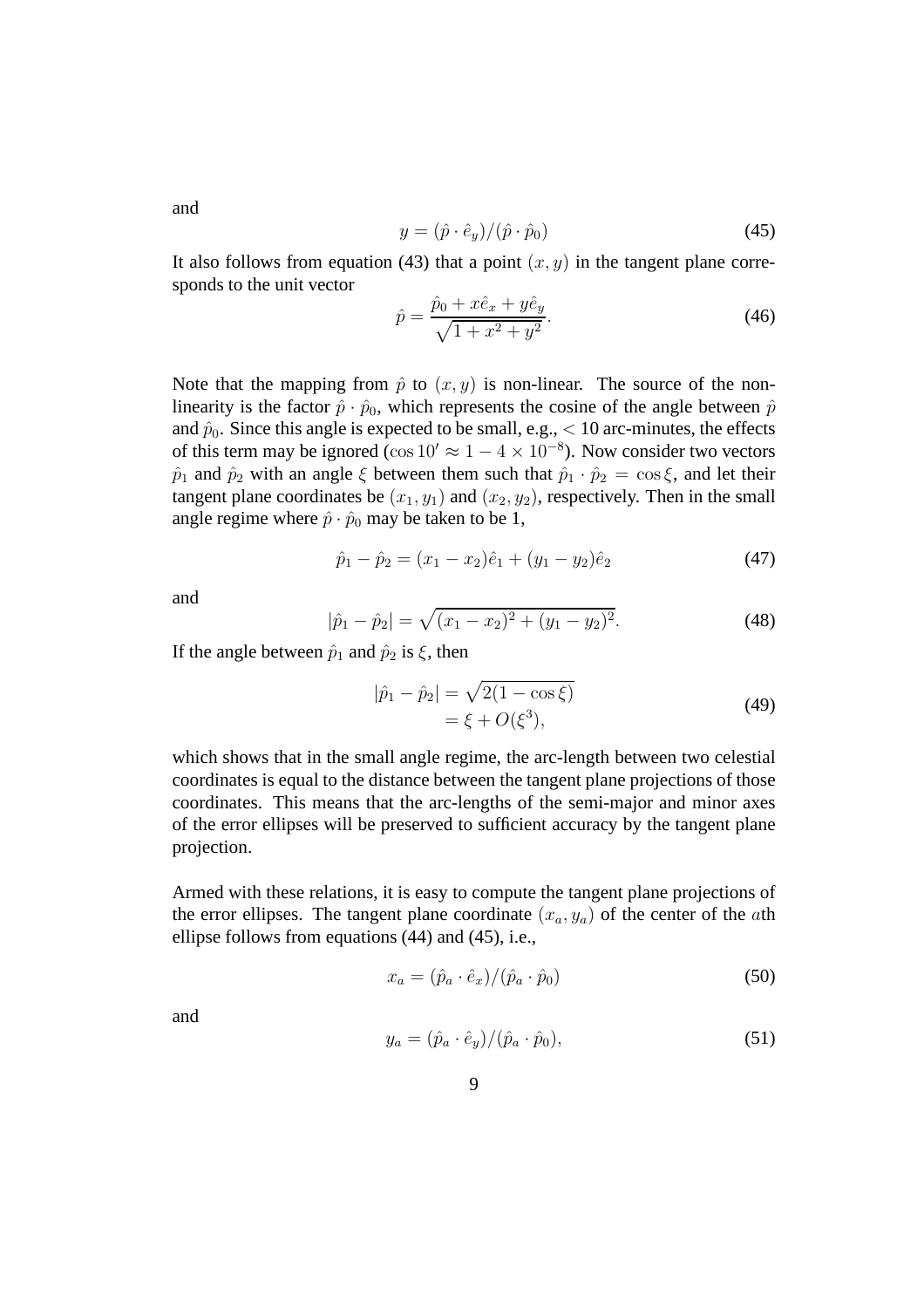and

$$y = (\hat{p} \cdot \hat{e}_y)/(\hat{p} \cdot \hat{p}_0) \tag{45}$$

It also follows from equation (43) that a point $(x, y)$ in the tangent plane corresponds to the unit vector

$$\hat{p} = \frac{\hat{p}_0 + x\hat{e}_x + y\hat{e}_y}{\sqrt{1 + x^2 + y^2}}. \tag{46}$$

Note that the mapping from $\hat{p}$ to $(x, y)$ is non-linear. The source of the non-linearity is the factor $\hat{p} \cdot \hat{p}_0$, which represents the cosine of the angle between $\hat{p}$ and $\hat{p}_0$. Since this angle is expected to be small, e.g., $< 10$ arc-minutes, the effects of this term may be ignored ($\cos 10' \approx 1 - 4 \times 10^{-8}$). Now consider two vectors $\hat{p}_1$ and $\hat{p}_2$ with an angle $\xi$ between them such that $\hat{p}_1 \cdot \hat{p}_2 = \cos \xi$, and let their tangent plane coordinates be $(x_1, y_1)$ and $(x_2, y_2)$, respectively. Then in the small angle regime where $\hat{p} \cdot \hat{p}_0$ may be taken to be 1,

$$\hat{p}_1 - \hat{p}_2 = (x_1 - x_2)\hat{e}_1 + (y_1 - y_2)\hat{e}_2 \tag{47}$$

and

$$|\hat{p}_1 - \hat{p}_2| = \sqrt{(x_1 - x_2)^2 + (y_1 - y_2)^2}. \tag{48}$$

If the angle between $\hat{p}_1$ and $\hat{p}_2$ is $\xi$, then

$$\begin{aligned} |\hat{p}_1 - \hat{p}_2| &= \sqrt{2(1 - \cos \xi)} \\ &= \xi + O(\xi^3), \end{aligned} \tag{49}$$

which shows that in the small angle regime, the arc-length between two celestial coordinates is equal to the distance between the tangent plane projections of those coordinates. This means that the arc-lengths of the semi-major and minor axes of the error ellipses will be preserved to sufficient accuracy by the tangent plane projection.

Armed with these relations, it is easy to compute the tangent plane projections of the error ellipses. The tangent plane coordinate $(x_a, y_a)$ of the center of the $a$th ellipse follows from equations (44) and (45), i.e.,

$$x_a = (\hat{p}_a \cdot \hat{e}_x)/(\hat{p}_a \cdot \hat{p}_0) \tag{50}$$

and

$$y_a = (\hat{p}_a \cdot \hat{e}_y)/(\hat{p}_a \cdot \hat{p}_0), \tag{51}$$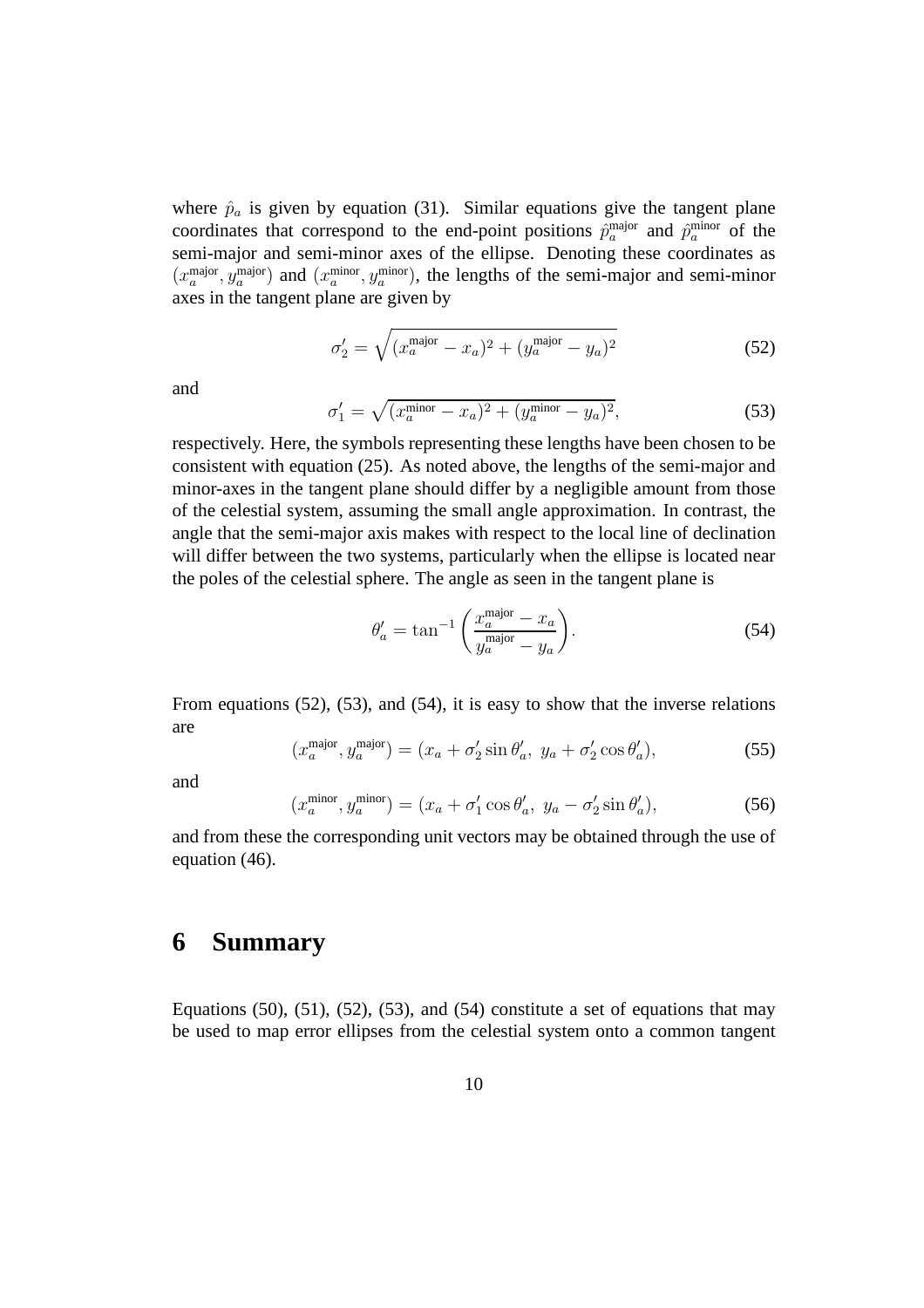where $\hat{p}_a$ is given by equation (31). Similar equations give the tangent plane coordinates that correspond to the end-point positions $\hat{p}_a^{\text{major}}$ and $\hat{p}_a^{\text{minor}}$ of the semi-major and semi-minor axes of the ellipse. Denoting these coordinates as $(x_a^{\text{major}}, y_a^{\text{major}})$ and $(x_a^{\text{minor}}, y_a^{\text{minor}})$, the lengths of the semi-major and semi-minor axes in the tangent plane are given by

$$\sigma_2' = \sqrt{(x_a^{\text{major}} - x_a)^2 + (y_a^{\text{major}} - y_a)^2} \tag{52}$$

and

$$\sigma_1' = \sqrt{(x_a^{\text{minor}} - x_a)^2 + (y_a^{\text{minor}} - y_a)^2}, \tag{53}$$

respectively. Here, the symbols representing these lengths have been chosen to be consistent with equation (25). As noted above, the lengths of the semi-major and minor-axes in the tangent plane should differ by a negligible amount from those of the celestial system, assuming the small angle approximation. In contrast, the angle that the semi-major axis makes with respect to the local line of declination will differ between the two systems, particularly when the ellipse is located near the poles of the celestial sphere. The angle as seen in the tangent plane is

$$\theta_a' = \tan^{-1}\left(\frac{x_a^{\text{major}} - x_a}{y_a^{\text{major}} - y_a}\right). \tag{54}$$

From equations (52), (53), and (54), it is easy to show that the inverse relations are

$$(x_a^{\text{major}}, y_a^{\text{major}}) = (x_a + \sigma_2' \sin\theta_a',\ y_a + \sigma_2' \cos\theta_a'), \tag{55}$$

and

$$(x_a^{\text{minor}}, y_a^{\text{minor}}) = (x_a + \sigma_1' \cos\theta_a',\ y_a - \sigma_2' \sin\theta_a'), \tag{56}$$

and from these the corresponding unit vectors may be obtained through the use of equation (46).

# 6 Summary

Equations (50), (51), (52), (53), and (54) constitute a set of equations that may be used to map error ellipses from the celestial system onto a common tangent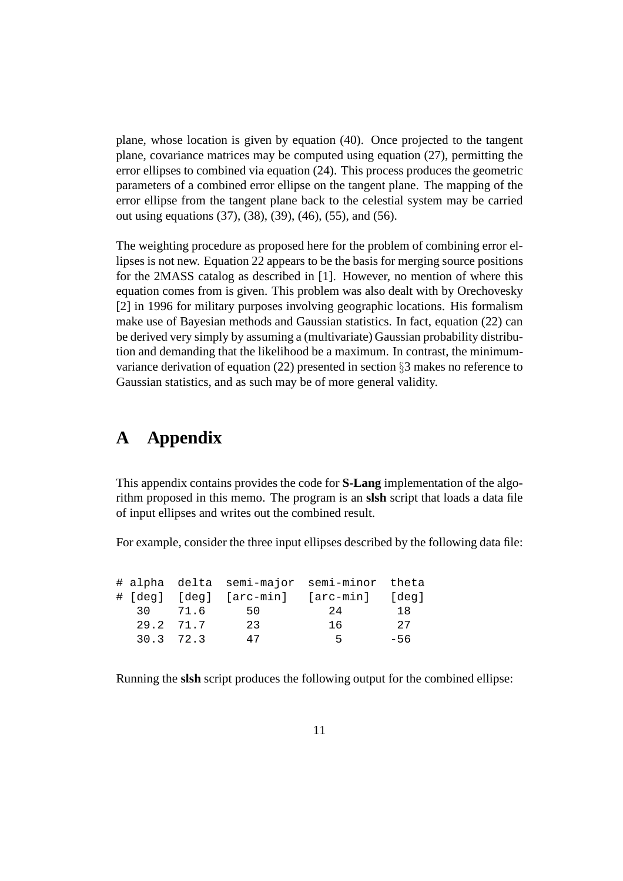plane, whose location is given by equation (40). Once projected to the tangent plane, covariance matrices may be computed using equation (27), permitting the error ellipses to combined via equation (24). This process produces the geometric parameters of a combined error ellipse on the tangent plane. The mapping of the error ellipse from the tangent plane back to the celestial system may be carried out using equations (37), (38), (39), (46), (55), and (56).

The weighting procedure as proposed here for the problem of combining error ellipses is not new. Equation 22 appears to be the basis for merging source positions for the 2MASS catalog as described in [1]. However, no mention of where this equation comes from is given. This problem was also dealt with by Orechovesky [2] in 1996 for military purposes involving geographic locations. His formalism make use of Bayesian methods and Gaussian statistics. In fact, equation (22) can be derived very simply by assuming a (multivariate) Gaussian probability distribution and demanding that the likelihood be a maximum. In contrast, the minimum-variance derivation of equation (22) presented in section §3 makes no reference to Gaussian statistics, and as such may be of more general validity.

# A Appendix

This appendix contains provides the code for **S-Lang** implementation of the algorithm proposed in this memo. The program is an **slsh** script that loads a data file of input ellipses and writes out the combined result.

For example, consider the three input ellipses described by the following data file:

```
# alpha  delta  semi-major  semi-minor  theta
# [deg]  [deg]  [arc-min]   [arc-min]   [deg]
   30    71.6      50          24        18
   29.2  71.7      23          16        27
   30.3  72.3      47           5       -56
```

Running the **slsh** script produces the following output for the combined ellipse: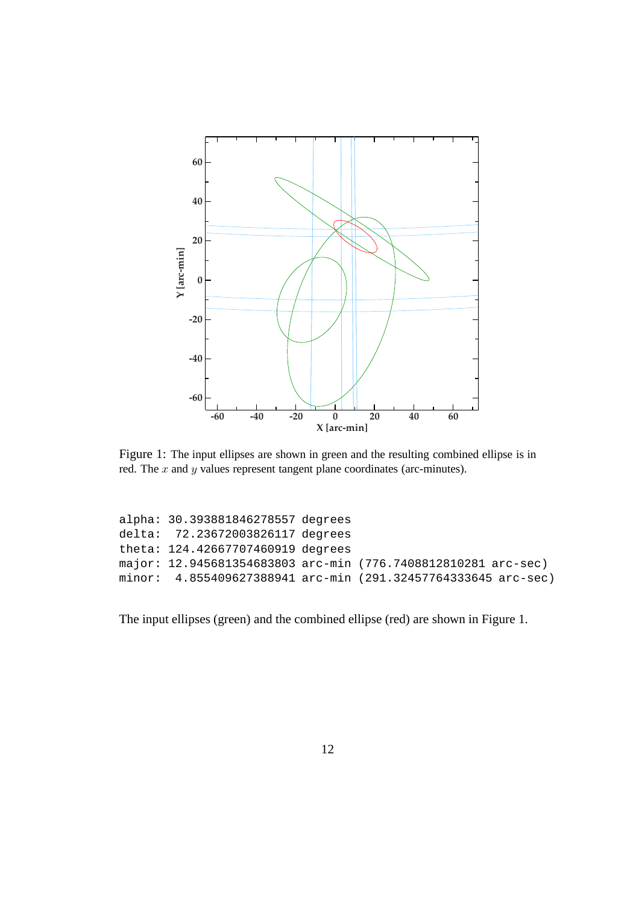Y [arc-min]

60
40
20
0
-20
-40
-60

-60 -40 -20 0 20 40 60

X [arc-min]

Figure 1: The input ellipses are shown in green and the resulting combined ellipse is in red. The $x$ and $y$ values represent tangent plane coordinates (arc-minutes).

```
alpha: 30.393881846278557 degrees
delta:  72.23672003826117 degrees
theta: 124.42667707460919 degrees
major: 12.945681354683803 arc-min (776.7408812810281 arc-sec)
minor:  4.855409627388941 arc-min (291.32457764333645 arc-sec)
```

The input ellipses (green) and the combined ellipse (red) are shown in Figure 1.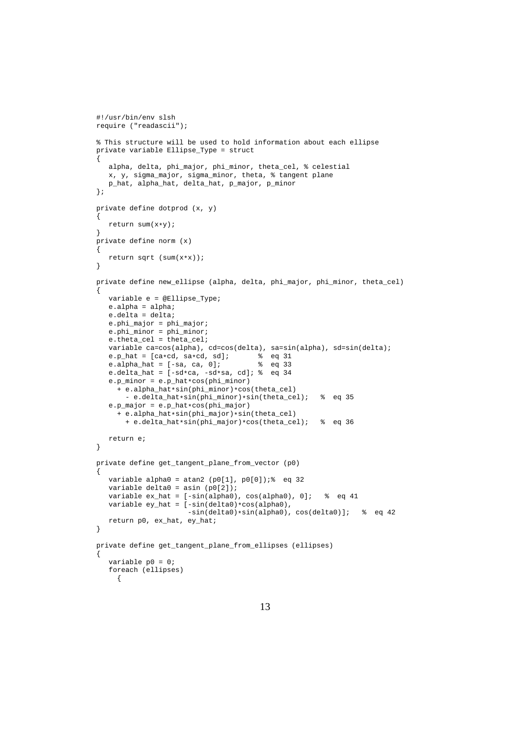```
#!/usr/bin/env slsh
require ("readascii");

% This structure will be used to hold information about each ellipse
private variable Ellipse_Type = struct
{
   alpha, delta, phi_major, phi_minor, theta_cel, % celestial
   x, y, sigma_major, sigma_minor, theta, % tangent plane
   p_hat, alpha_hat, delta_hat, p_major, p_minor
};

private define dotprod (x, y)
{
   return sum(x*y);
}
private define norm (x)
{
   return sqrt (sum(x*x));
}

private define new_ellipse (alpha, delta, phi_major, phi_minor, theta_cel)
{
   variable e = @Ellipse_Type;
   e.alpha = alpha;
   e.delta = delta;
   e.phi_major = phi_major;
   e.phi_minor = phi_minor;
   e.theta_cel = theta_cel;
   variable ca=cos(alpha), cd=cos(delta), sa=sin(alpha), sd=sin(delta);
   e.p_hat = [ca*cd, sa*cd, sd];       %  eq 31
   e.alpha_hat = [-sa, ca, 0];         %  eq 33
   e.delta_hat = [-sd*ca, -sd*sa, cd]; %  eq 34
   e.p_minor = e.p_hat*cos(phi_minor)
     + e.alpha_hat*sin(phi_minor)*cos(theta_cel)
       - e.delta_hat*sin(phi_minor)*sin(theta_cel);   %  eq 35
   e.p_major = e.p_hat*cos(phi_major)
     + e.alpha_hat*sin(phi_major)*sin(theta_cel)
       + e.delta_hat*sin(phi_major)*cos(theta_cel);   %  eq 36

   return e;
}

private define get_tangent_plane_from_vector (p0)
{
   variable alpha0 = atan2 (p0[1], p0[0]);%  eq 32
   variable delta0 = asin (p0[2]);
   variable ex_hat = [-sin(alpha0), cos(alpha0), 0];   %  eq 41
   variable ey_hat = [-sin(delta0)*cos(alpha0),
                      -sin(delta0)*sin(alpha0), cos(delta0)];   %  eq 42
   return p0, ex_hat, ey_hat;
}

private define get_tangent_plane_from_ellipses (ellipses)
{
   variable p0 = 0;
   foreach (ellipses)
     {
```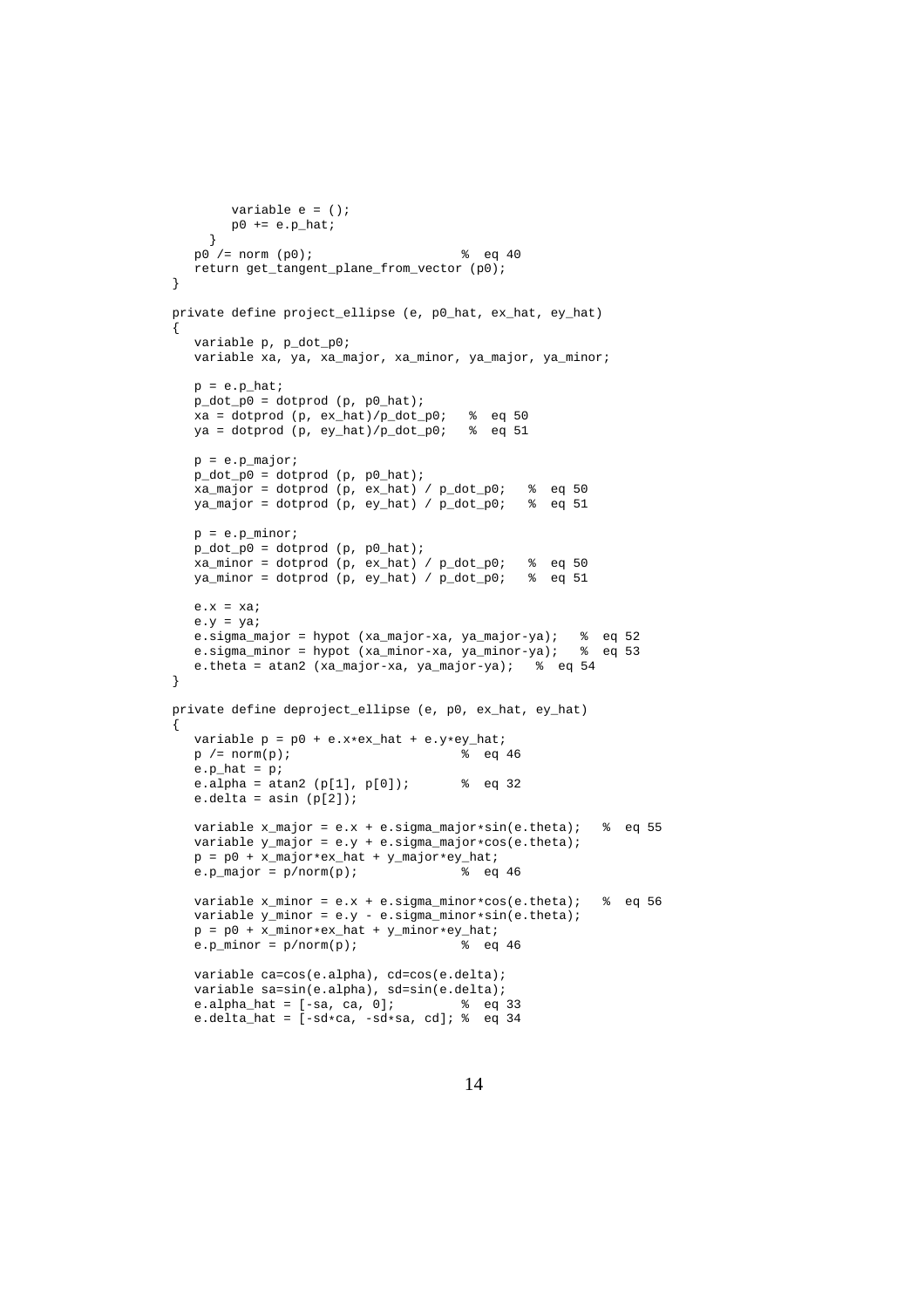```
         variable e = ();
         p0 += e.p_hat;
      }
   p0 /= norm (p0);                    %  eq 40
   return get_tangent_plane_from_vector (p0);
}

private define project_ellipse (e, p0_hat, ex_hat, ey_hat)
{
   variable p, p_dot_p0;
   variable xa, ya, xa_major, xa_minor, ya_major, ya_minor;

   p = e.p_hat;
   p_dot_p0 = dotprod (p, p0_hat);
   xa = dotprod (p, ex_hat)/p_dot_p0;   %  eq 50
   ya = dotprod (p, ey_hat)/p_dot_p0;   %  eq 51

   p = e.p_major;
   p_dot_p0 = dotprod (p, p0_hat);
   xa_major = dotprod (p, ex_hat) / p_dot_p0;   %  eq 50
   ya_major = dotprod (p, ey_hat) / p_dot_p0;   %  eq 51

   p = e.p_minor;
   p_dot_p0 = dotprod (p, p0_hat);
   xa_minor = dotprod (p, ex_hat) / p_dot_p0;   %  eq 50
   ya_minor = dotprod (p, ey_hat) / p_dot_p0;   %  eq 51

   e.x = xa;
   e.y = ya;
   e.sigma_major = hypot (xa_major-xa, ya_major-ya);   %  eq 52
   e.sigma_minor = hypot (xa_minor-xa, ya_minor-ya);   %  eq 53
   e.theta = atan2 (xa_major-xa, ya_major-ya);   %  eq 54
}

private define deproject_ellipse (e, p0, ex_hat, ey_hat)
{
   variable p = p0 + e.x*ex_hat + e.y*ey_hat;
   p /= norm(p);                       %  eq 46
   e.p_hat = p;
   e.alpha = atan2 (p[1], p[0]);       %  eq 32
   e.delta = asin (p[2]);

   variable x_major = e.x + e.sigma_major*sin(e.theta);   %  eq 55
   variable y_major = e.y + e.sigma_major*cos(e.theta);
   p = p0 + x_major*ex_hat + y_major*ey_hat;
   e.p_major = p/norm(p);              %  eq 46

   variable x_minor = e.x + e.sigma_minor*cos(e.theta);   %  eq 56
   variable y_minor = e.y - e.sigma_minor*sin(e.theta);
   p = p0 + x_minor*ex_hat + y_minor*ey_hat;
   e.p_minor = p/norm(p);              %  eq 46

   variable ca=cos(e.alpha), cd=cos(e.delta);
   variable sa=sin(e.alpha), sd=sin(e.delta);
   e.alpha_hat = [-sa, ca, 0];         %  eq 33
   e.delta_hat = [-sd*ca, -sd*sa, cd]; %  eq 34
```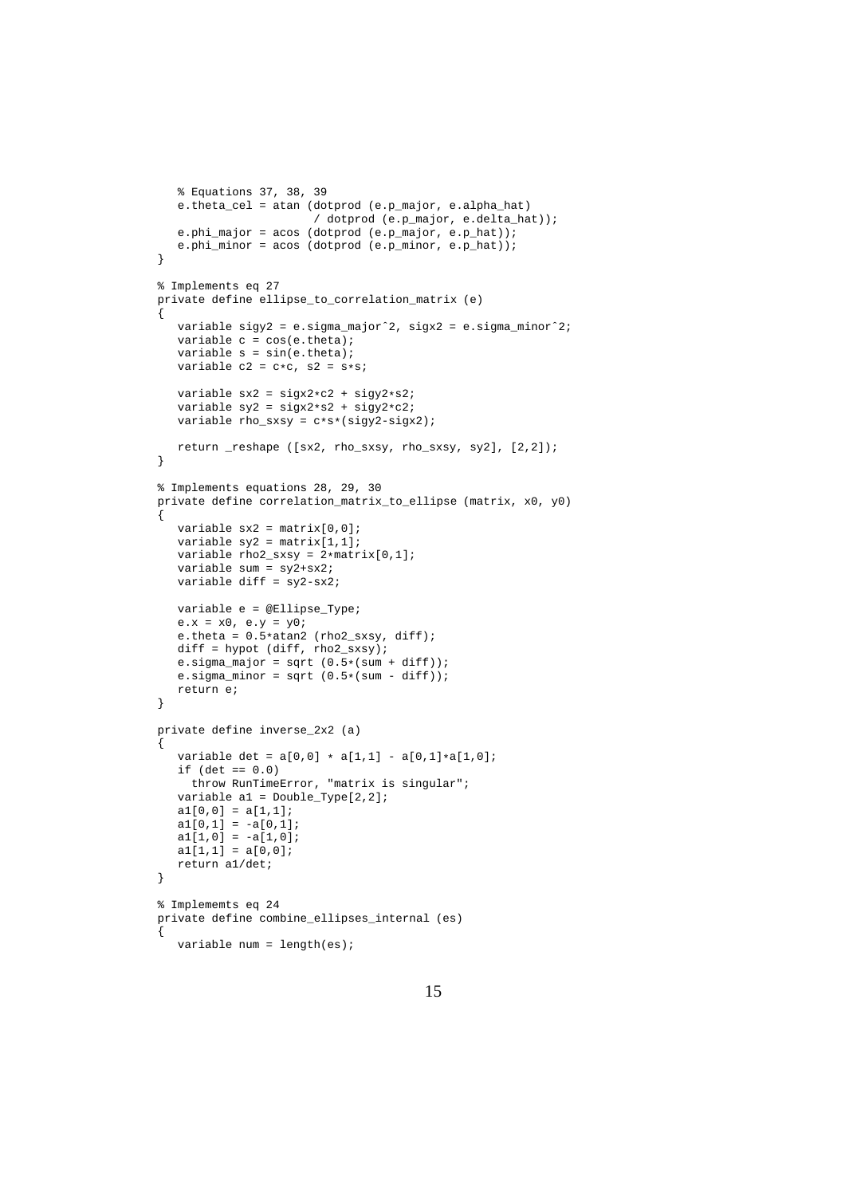```
   % Equations 37, 38, 39
   e.theta_cel = atan (dotprod (e.p_major, e.alpha_hat)
                       / dotprod (e.p_major, e.delta_hat));
   e.phi_major = acos (dotprod (e.p_major, e.p_hat));
   e.phi_minor = acos (dotprod (e.p_minor, e.p_hat));
}

% Implements eq 27
private define ellipse_to_correlation_matrix (e)
{
   variable sigy2 = e.sigma_major^2, sigx2 = e.sigma_minor^2;
   variable c = cos(e.theta);
   variable s = sin(e.theta);
   variable c2 = c*c, s2 = s*s;

   variable sx2 = sigx2*c2 + sigy2*s2;
   variable sy2 = sigx2*s2 + sigy2*c2;
   variable rho_sxsy = c*s*(sigy2-sigx2);

   return _reshape ([sx2, rho_sxsy, rho_sxsy, sy2], [2,2]);
}

% Implements equations 28, 29, 30
private define correlation_matrix_to_ellipse (matrix, x0, y0)
{
   variable sx2 = matrix[0,0];
   variable sy2 = matrix[1,1];
   variable rho2_sxsy = 2*matrix[0,1];
   variable sum = sy2+sx2;
   variable diff = sy2-sx2;

   variable e = @Ellipse_Type;
   e.x = x0, e.y = y0;
   e.theta = 0.5*atan2 (rho2_sxsy, diff);
   diff = hypot (diff, rho2_sxsy);
   e.sigma_major = sqrt (0.5*(sum + diff));
   e.sigma_minor = sqrt (0.5*(sum - diff));
   return e;
}

private define inverse_2x2 (a)
{
   variable det = a[0,0] * a[1,1] - a[0,1]*a[1,0];
   if (det == 0.0)
     throw RunTimeError, "matrix is singular";
   variable a1 = Double_Type[2,2];
   a1[0,0] = a[1,1];
   a1[0,1] = -a[0,1];
   a1[1,0] = -a[1,0];
   a1[1,1] = a[0,0];
   return a1/det;
}

% Implememts eq 24
private define combine_ellipses_internal (es)
{
   variable num = length(es);
```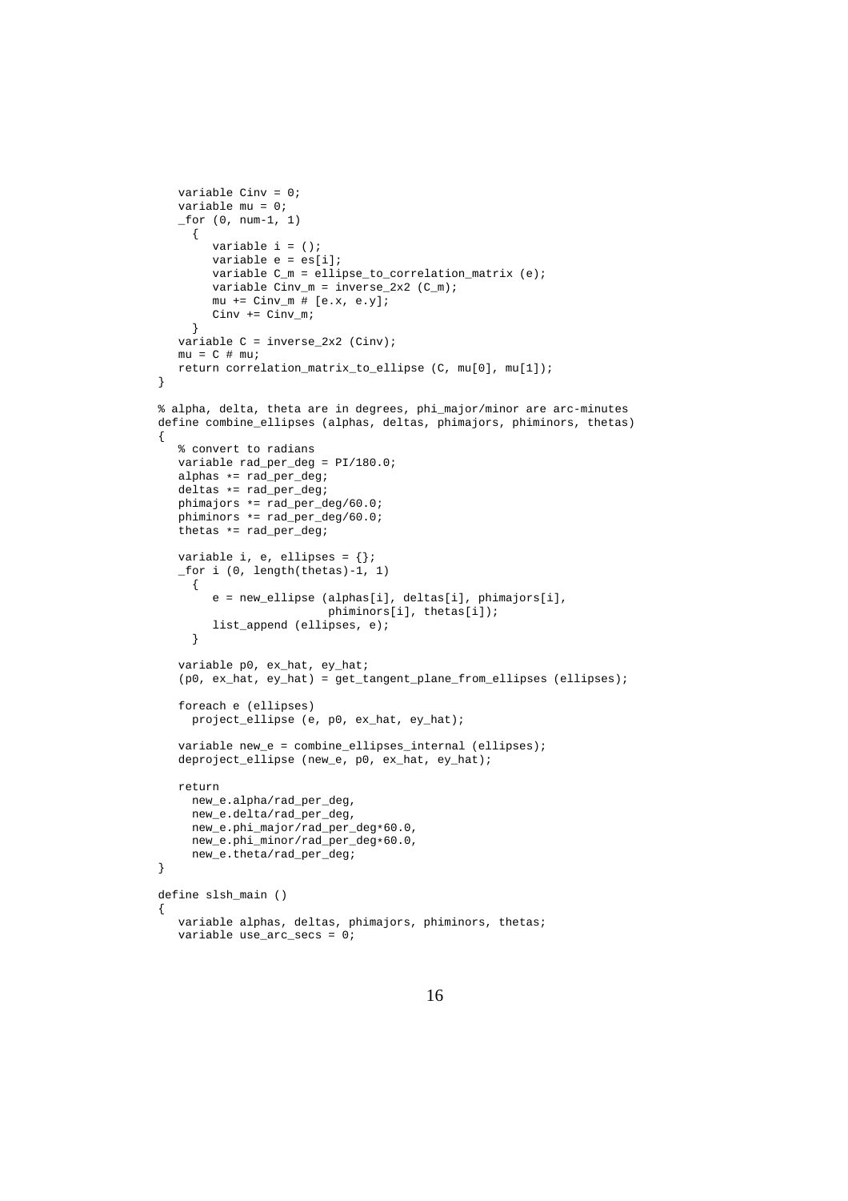```
   variable Cinv = 0;
   variable mu = 0;
   _for (0, num-1, 1)
     {
        variable i = ();
        variable e = es[i];
        variable C_m = ellipse_to_correlation_matrix (e);
        variable Cinv_m = inverse_2x2 (C_m);
        mu += Cinv_m # [e.x, e.y];
        Cinv += Cinv_m;
     }
   variable C = inverse_2x2 (Cinv);
   mu = C # mu;
   return correlation_matrix_to_ellipse (C, mu[0], mu[1]);
}

% alpha, delta, theta are in degrees, phi_major/minor are arc-minutes
define combine_ellipses (alphas, deltas, phimajors, phiminors, thetas)
{
   % convert to radians
   variable rad_per_deg = PI/180.0;
   alphas *= rad_per_deg;
   deltas *= rad_per_deg;
   phimajors *= rad_per_deg/60.0;
   phiminors *= rad_per_deg/60.0;
   thetas *= rad_per_deg;

   variable i, e, ellipses = {};
   _for i (0, length(thetas)-1, 1)
     {
        e = new_ellipse (alphas[i], deltas[i], phimajors[i],
                         phiminors[i], thetas[i]);
        list_append (ellipses, e);
     }

   variable p0, ex_hat, ey_hat;
   (p0, ex_hat, ey_hat) = get_tangent_plane_from_ellipses (ellipses);

   foreach e (ellipses)
     project_ellipse (e, p0, ex_hat, ey_hat);

   variable new_e = combine_ellipses_internal (ellipses);
   deproject_ellipse (new_e, p0, ex_hat, ey_hat);

   return
     new_e.alpha/rad_per_deg,
     new_e.delta/rad_per_deg,
     new_e.phi_major/rad_per_deg*60.0,
     new_e.phi_minor/rad_per_deg*60.0,
     new_e.theta/rad_per_deg;
}

define slsh_main ()
{
   variable alphas, deltas, phimajors, phiminors, thetas;
   variable use_arc_secs = 0;
```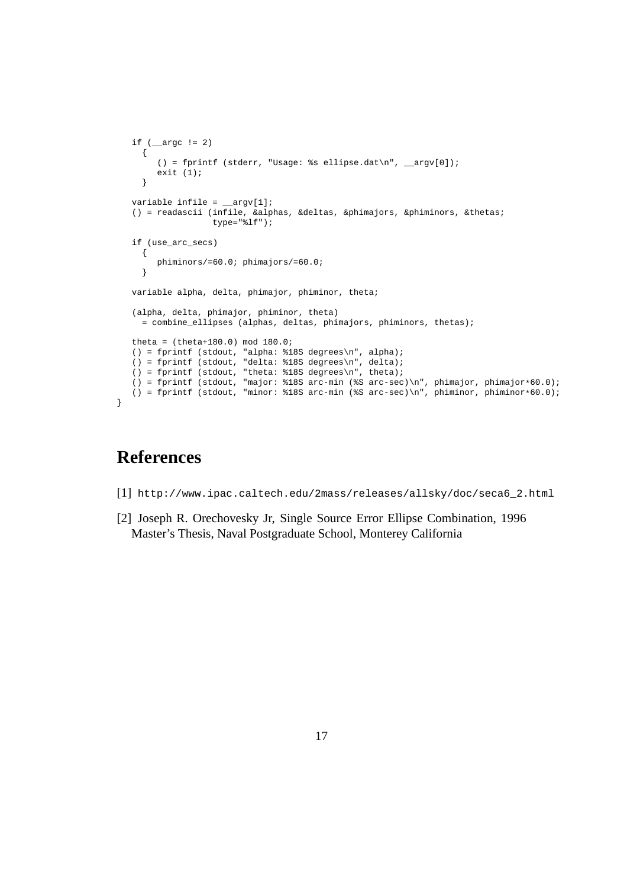```
   if (__argc != 2)
     {
        () = fprintf (stderr, "Usage: %s ellipse.dat\n", __argv[0]);
        exit (1);
     }

   variable infile = __argv[1];
   () = readascii (infile, &alphas, &deltas, &phimajors, &phiminors, &thetas;
                   type="%lf");

   if (use_arc_secs)
     {
        phiminors/=60.0; phimajors/=60.0;
     }

   variable alpha, delta, phimajor, phiminor, theta;

   (alpha, delta, phimajor, phiminor, theta)
     = combine_ellipses (alphas, deltas, phimajors, phiminors, thetas);

   theta = (theta+180.0) mod 180.0;
   () = fprintf (stdout, "alpha: %18S degrees\n", alpha);
   () = fprintf (stdout, "delta: %18S degrees\n", delta);
   () = fprintf (stdout, "theta: %18S degrees\n", theta);
   () = fprintf (stdout, "major: %18S arc-min (%S arc-sec)\n", phimajor, phimajor*60.0);
   () = fprintf (stdout, "minor: %18S arc-min (%S arc-sec)\n", phiminor, phiminor*60.0);
}
```

# References

[1] http://www.ipac.caltech.edu/2mass/releases/allsky/doc/seca6_2.html

[2] Joseph R. Orechovesky Jr, Single Source Error Ellipse Combination, 1996 Master's Thesis, Naval Postgraduate School, Monterey California